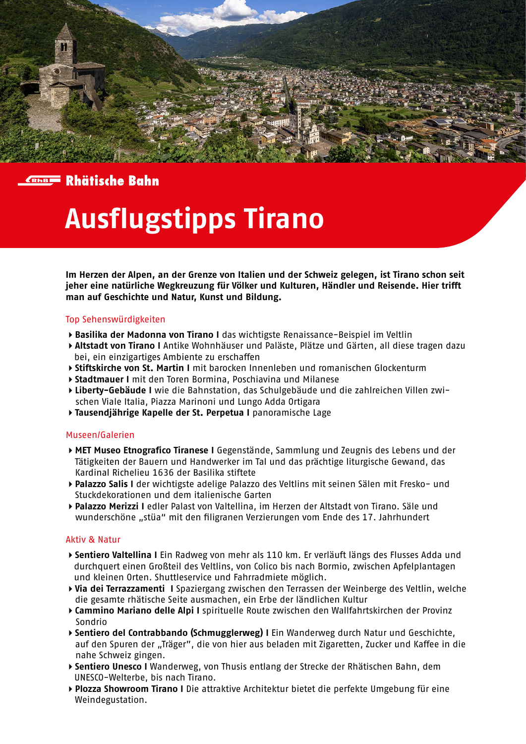Rhätische Bahn

# Ausflugstipps Tirano

**Im Herzen der Alpen, an der Grenze von Italien und der Schweiz gelegen, ist Tirano schon seit jeher eine natürliche Wegkreuzung für Völker und Kulturen, Händler und Reisende. Hier trifft man auf Geschichte und Natur, Kunst und Bildung.**

## Top Sehenswürdigkeiten

- **Basilika der Madonna von Tirano I** das wichtigste Renaissance-Beispiel im Veltlin
- **Altstadt von Tirano I** Antike Wohnhäuser und Paläste, Plätze und Gärten, all diese tragen dazu bei, ein einzigartiges Ambiente zu erschaffen
- **Stiftskirche von St. Martin I** mit barocken Innenleben und romanischen Glockenturm
- **Stadtmauer I** mit den Toren Bormina, Poschiavina und Milanese
- **Liberty-Gebäude I** wie die Bahnstation, das Schulgebäude und die zahlreichen Villen zwischen Viale Italia, Piazza Marinoni und Lungo Adda Ortigara
- **Tausendjährige Kapelle der St. Perpetua I** panoramische Lage

## Museen/Galerien

- **MET Museo Etnografico Tiranese I** Gegenstände, Sammlung und Zeugnis des Lebens und der Tätigkeiten der Bauern und Handwerker im Tal und das prächtige liturgische Gewand, das Kardinal Richelieu 1636 der Basilika stiftete
- **Palazzo Salis I** der wichtigste adelige Palazzo des Veltlins mit seinen Sälen mit Fresko- und Stuckdekorationen und dem italienische Garten
- **Palazzo Merizzi I** edler Palast von Valtellina, im Herzen der Altstadt von Tirano. Säle und wunderschöne „stüa" mit den filigranen Verzierungen vom Ende des 17. Jahrhundert

## Aktiv & Natur

- **Sentiero Valtellina I** Ein Radweg von mehr als 110 km. Er verläuft längs des Flusses Adda und durchquert einen Großteil des Veltlins, von Colico bis nach Bormio, zwischen Apfelplantagen und kleinen Orten. Shuttleservice und Fahrradmiete möglich.
- **Via dei Terrazzamenti I** Spaziergang zwischen den Terrassen der Weinberge des Veltlin, welche die gesamte rhätische Seite ausmachen, ein Erbe der ländlichen Kultur
- **Cammino Mariano delle Alpi I** spirituelle Route zwischen den Wallfahrtskirchen der Provinz Sondrio
- **Sentiero del Contrabbando (Schmugglerweg) I** Ein Wanderweg durch Natur und Geschichte, auf den Spuren der „Träger", die von hier aus beladen mit Zigaretten, Zucker und Kaffee in die nahe Schweiz gingen.
- **Sentiero Unesco I** Wanderweg, von Thusis entlang der Strecke der Rhätischen Bahn, dem UNESCO-Welterbe, bis nach Tirano.
- **Plozza Showroom Tirano I** Die attraktive Architektur bietet die perfekte Umgebung für eine Weindegustation.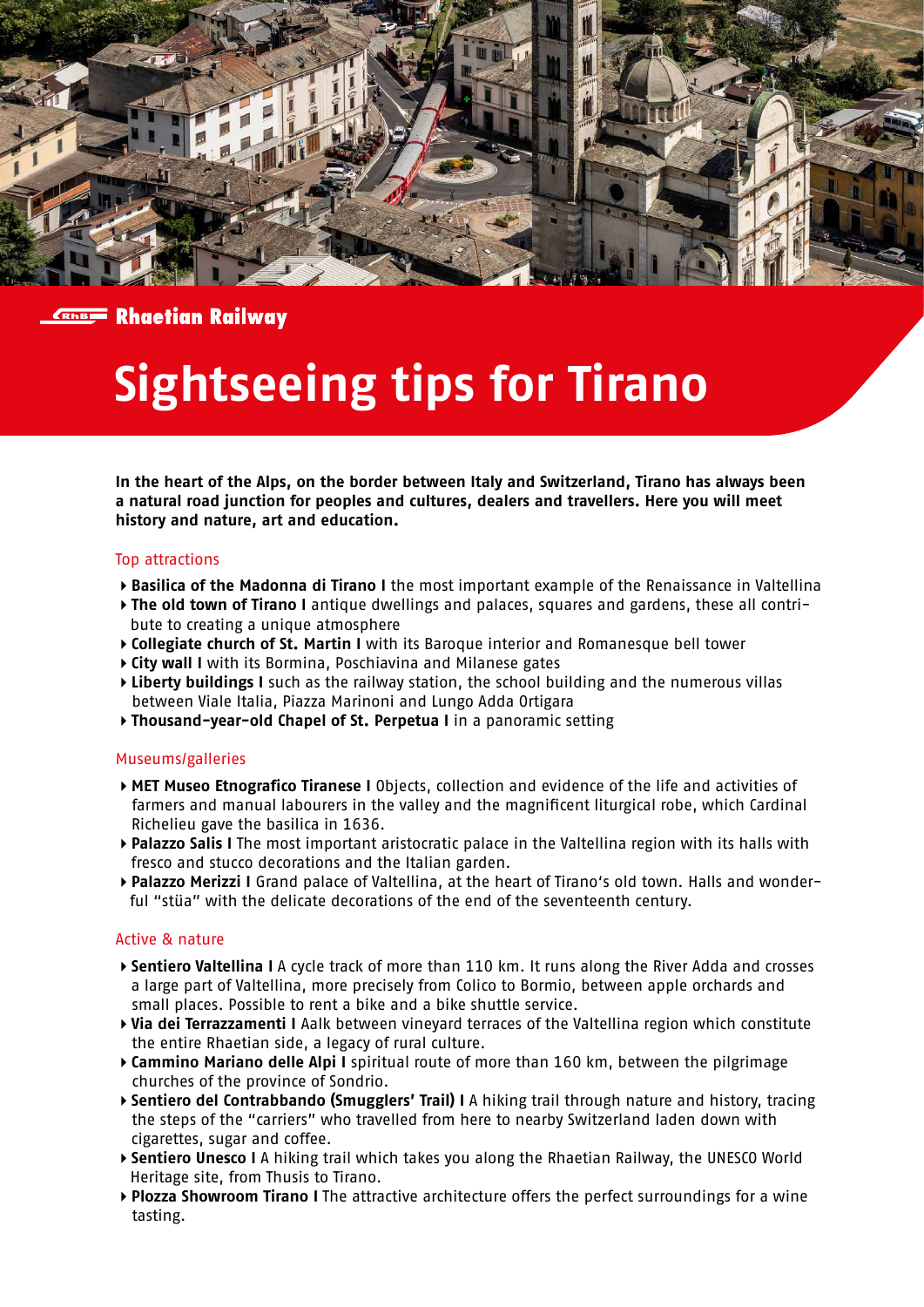Rhaetian Railway

# Sightseeing tips for Tirano

**In the heart of the Alps, on the border between Italy and Switzerland, Tirano has always been a natural road junction for peoples and cultures, dealers and travellers. Here you will meet history and nature, art and education.**

## Top attractions

- **Basilica of the Madonna di Tirano I** the most important example of the Renaissance in Valtellina
- **The old town of Tirano I** antique dwellings and palaces, squares and gardens, these all contribute to creating a unique atmosphere
- **Collegiate church of St. Martin I** with its Baroque interior and Romanesque bell tower
- **City wall I** with its Bormina, Poschiavina and Milanese gates
- **Liberty buildings I** such as the railway station, the school building and the numerous villas between Viale Italia, Piazza Marinoni and Lungo Adda Ortigara
- **Thousand-year-old Chapel of St. Perpetua I** in a panoramic setting

## Museums/galleries

- **MET Museo Etnografico Tiranese I** Objects, collection and evidence of the life and activities of farmers and manual labourers in the valley and the magnificent liturgical robe, which Cardinal Richelieu gave the basilica in 1636.
- **Palazzo Salis I** The most important aristocratic palace in the Valtellina region with its halls with fresco and stucco decorations and the Italian garden.
- **Palazzo Merizzi I** Grand palace of Valtellina, at the heart of Tirano's old town. Halls and wonderful "stüa" with the delicate decorations of the end of the seventeenth century.

## Active & nature

- **Sentiero Valtellina I** A cycle track of more than 110 km. It runs along the River Adda and crosses a large part of Valtellina, more precisely from Colico to Bormio, between apple orchards and small places. Possible to rent a bike and a bike shuttle service.
- **Via dei Terrazzamenti I** Aalk between vineyard terraces of the Valtellina region which constitute the entire Rhaetian side, a legacy of rural culture.
- **Cammino Mariano delle Alpi I** spiritual route of more than 160 km, between the pilgrimage churches of the province of Sondrio.
- **Sentiero del Contrabbando (Smugglers' Trail) I** A hiking trail through nature and history, tracing the steps of the "carriers" who travelled from here to nearby Switzerland laden down with cigarettes, sugar and coffee.
- **Sentiero Unesco I** A hiking trail which takes you along the Rhaetian Railway, the UNESCO World Heritage site, from Thusis to Tirano.
- **Plozza Showroom Tirano I** The attractive architecture offers the perfect surroundings for a wine tasting.